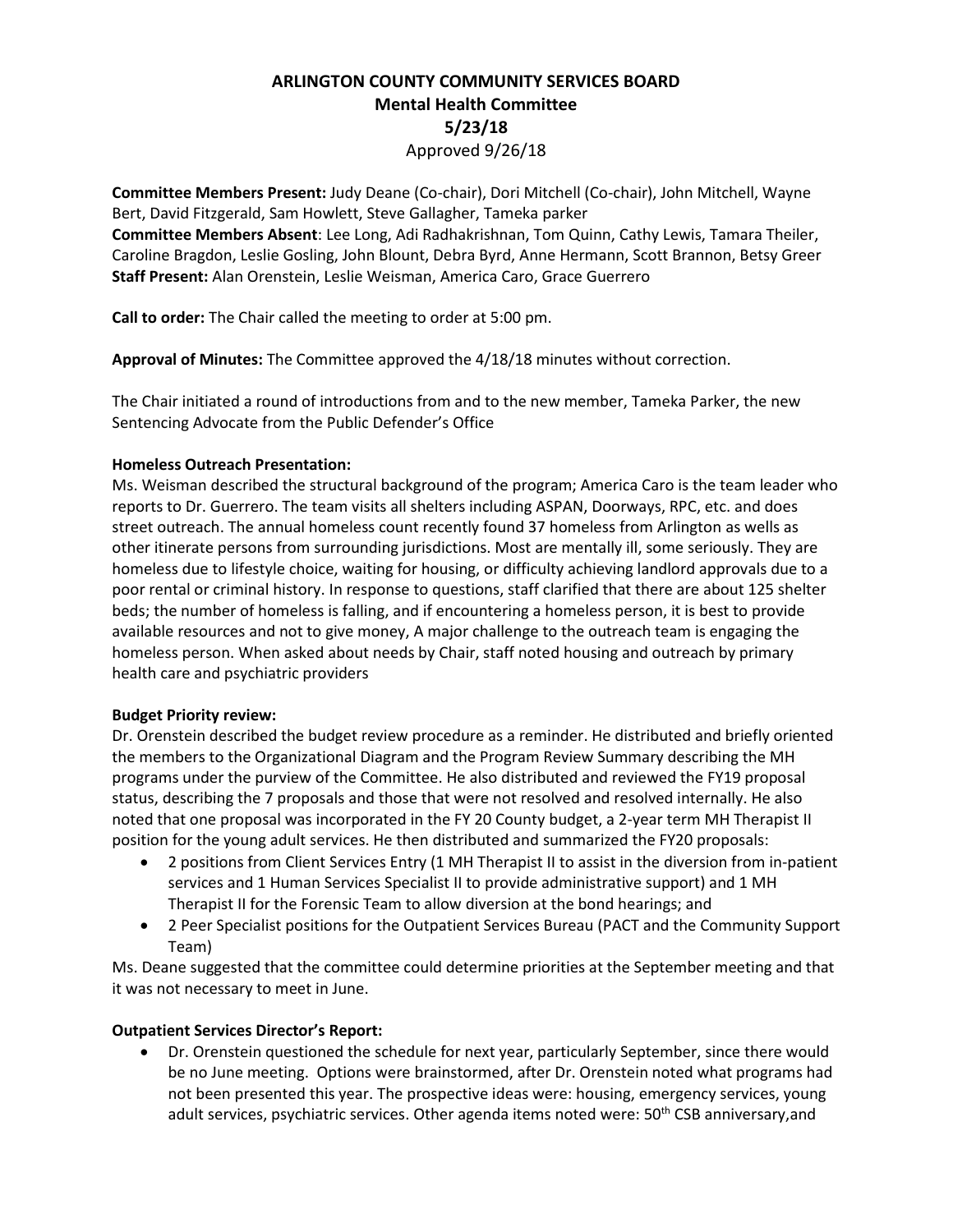# ARLINGTON COUNTY COMMUNITY SERVICES BOARD
## Mental Health Committee
## 5/23/18
Approved 9/26/18

**Committee Members Present:** Judy Deane (Co-chair), Dori Mitchell (Co-chair), John Mitchell, Wayne Bert, David Fitzgerald, Sam Howlett, Steve Gallagher, Tameka parker
**Committee Members Absent**: Lee Long, Adi Radhakrishnan, Tom Quinn, Cathy Lewis, Tamara Theiler, Caroline Bragdon, Leslie Gosling, John Blount, Debra Byrd, Anne Hermann, Scott Brannon, Betsy Greer
**Staff Present:** Alan Orenstein, Leslie Weisman, America Caro, Grace Guerrero

**Call to order:** The Chair called the meeting to order at 5:00 pm.

**Approval of Minutes:** The Committee approved the 4/18/18 minutes without correction.

The Chair initiated a round of introductions from and to the new member, Tameka Parker, the new Sentencing Advocate from the Public Defender's Office

**Homeless Outreach Presentation:**
Ms. Weisman described the structural background of the program; America Caro is the team leader who reports to Dr. Guerrero. The team visits all shelters including ASPAN, Doorways, RPC, etc. and does street outreach. The annual homeless count recently found 37 homeless from Arlington as wells as other itinerate persons from surrounding jurisdictions. Most are mentally ill, some seriously. They are homeless due to lifestyle choice, waiting for housing, or difficulty achieving landlord approvals due to a poor rental or criminal history. In response to questions, staff clarified that there are about 125 shelter beds; the number of homeless is falling, and if encountering a homeless person, it is best to provide available resources and not to give money, A major challenge to the outreach team is engaging the homeless person. When asked about needs by Chair, staff noted housing and outreach by primary health care and psychiatric providers

**Budget Priority review:**
Dr. Orenstein described the budget review procedure as a reminder. He distributed and briefly oriented the members to the Organizational Diagram and the Program Review Summary describing the MH programs under the purview of the Committee. He also distributed and reviewed the FY19 proposal status, describing the 7 proposals and those that were not resolved and resolved internally. He also noted that one proposal was incorporated in the FY 20 County budget, a 2-year term MH Therapist II position for the young adult services. He then distributed and summarized the FY20 proposals:

- 2 positions from Client Services Entry (1 MH Therapist II to assist in the diversion from in-patient services and 1 Human Services Specialist II to provide administrative support) and 1 MH Therapist II for the Forensic Team to allow diversion at the bond hearings; and
- 2 Peer Specialist positions for the Outpatient Services Bureau (PACT and the Community Support Team)

Ms. Deane suggested that the committee could determine priorities at the September meeting and that it was not necessary to meet in June.

**Outpatient Services Director's Report:**

- Dr. Orenstein questioned the schedule for next year, particularly September, since there would be no June meeting. Options were brainstormed, after Dr. Orenstein noted what programs had not been presented this year. The prospective ideas were: housing, emergency services, young adult services, psychiatric services. Other agenda items noted were: 50th CSB anniversary,and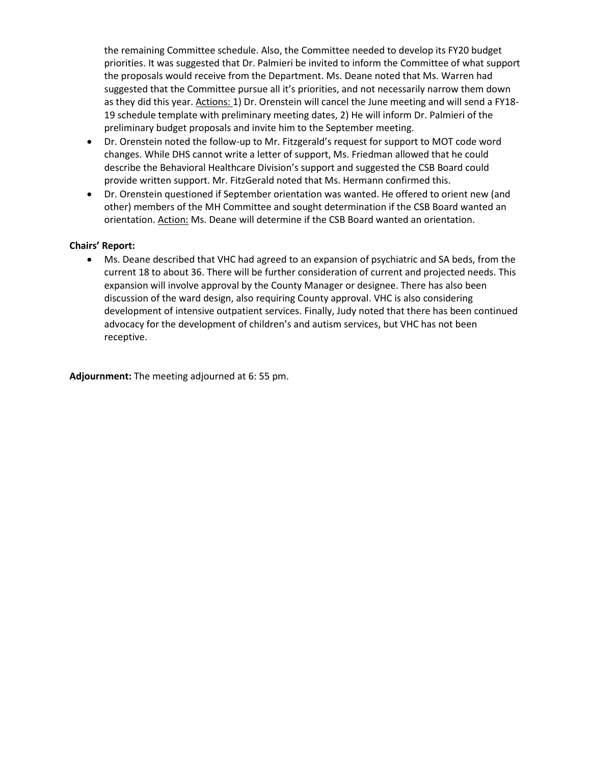the remaining Committee schedule. Also, the Committee needed to develop its FY20 budget priorities. It was suggested that Dr. Palmieri be invited to inform the Committee of what support the proposals would receive from the Department. Ms. Deane noted that Ms. Warren had suggested that the Committee pursue all it's priorities, and not necessarily narrow them down as they did this year. Actions: 1) Dr. Orenstein will cancel the June meeting and will send a FY18-19 schedule template with preliminary meeting dates, 2) He will inform Dr. Palmieri of the preliminary budget proposals and invite him to the September meeting.

- Dr. Orenstein noted the follow-up to Mr. Fitzgerald's request for support to MOT code word changes. While DHS cannot write a letter of support, Ms. Friedman allowed that he could describe the Behavioral Healthcare Division's support and suggested the CSB Board could provide written support. Mr. FitzGerald noted that Ms. Hermann confirmed this.
- Dr. Orenstein questioned if September orientation was wanted. He offered to orient new (and other) members of the MH Committee and sought determination if the CSB Board wanted an orientation. Action: Ms. Deane will determine if the CSB Board wanted an orientation.

**Chairs' Report:**

- Ms. Deane described that VHC had agreed to an expansion of psychiatric and SA beds, from the current 18 to about 36. There will be further consideration of current and projected needs. This expansion will involve approval by the County Manager or designee. There has also been discussion of the ward design, also requiring County approval. VHC is also considering development of intensive outpatient services. Finally, Judy noted that there has been continued advocacy for the development of children's and autism services, but VHC has not been receptive.

**Adjournment:** The meeting adjourned at 6: 55 pm.